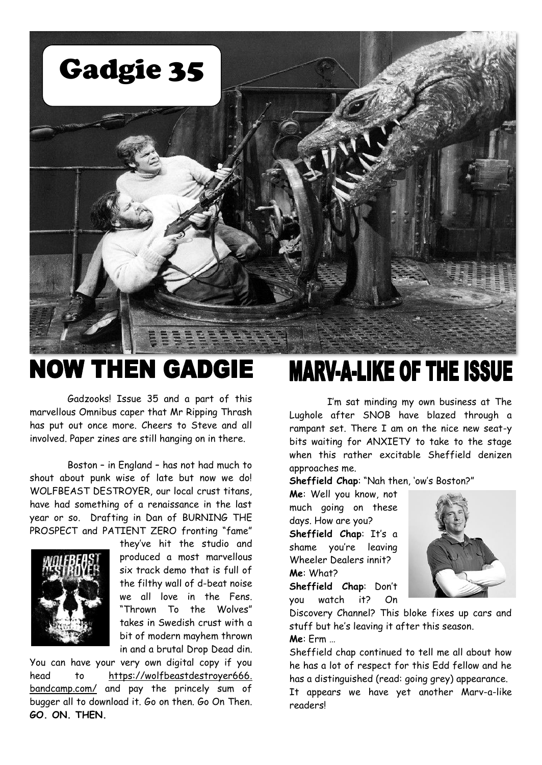# Gadgie 35

## NOW THEN GADGIE

Gadzooks! Issue 35 and a part of this marvellous Omnibus caper that Mr Ripping Thrash has put out once more. Cheers to Steve and all involved. Paper zines are still hanging on in there.

Boston – in England – has not had much to shout about punk wise of late but now we do! WOLFBEAST DESTROYER, our local crust titans, have had something of a renaissance in the last year or so. Drafting in Dan of BURNING THE PROSPECT and PATIENT ZERO fronting "fame" they've hit the studio and produced a most marvellous six track demo that is full of the filthy wall of d-beat noise we all love in the Fens. "Thrown To the Wolves" takes in Swedish crust with a bit of modern mayhem thrown in and a brutal Drop Dead din.

You can have your very own digital copy if you head to https://wolfbeastdestroyer666.bandcamp.com/ and pay the princely sum of bugger all to download it. Go on then. Go On Then. **GO. ON. THEN.**

## MARV-A-LIKE OF THE ISSUE

I'm sat minding my own business at The Lughole after SNOB have blazed through a rampant set. There I am on the nice new seat-y bits waiting for ANXIETY to take to the stage when this rather excitable Sheffield denizen approaches me.

**Sheffield Chap**: "Nah then, 'ow's Boston?"

**Me**: Well you know, not much going on these days. How are you?

**Sheffield Chap**: It's a shame you're leaving Wheeler Dealers innit?

**Me**: What?

**Sheffield Chap**: Don't you watch it? On Discovery Channel? This bloke fixes up cars and stuff but he's leaving it after this season.

**Me**: Erm …

Sheffield chap continued to tell me all about how he has a lot of respect for this Edd fellow and he has a distinguished (read: going grey) appearance.

It appears we have yet another Marv-a-like readers!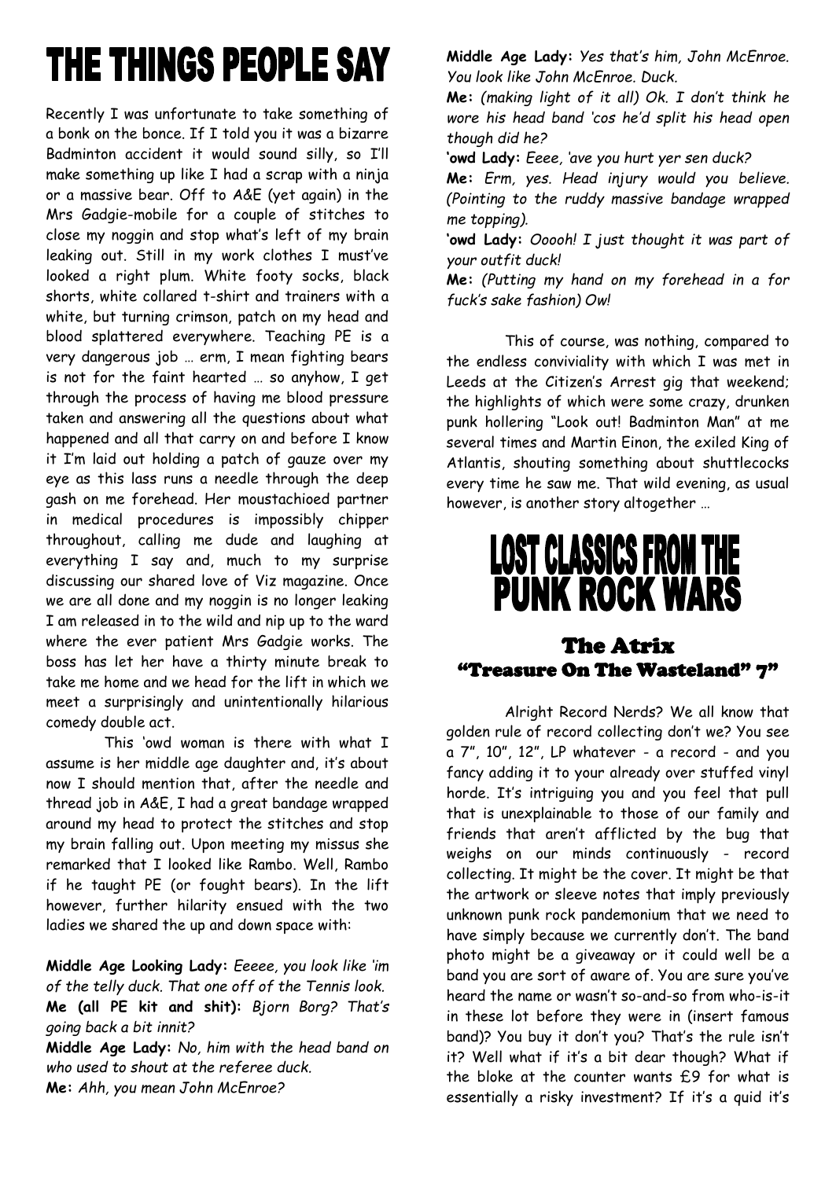# THE THINGS PEOPLE SAY

Recently I was unfortunate to take something of a bonk on the bonce. If I told you it was a bizarre Badminton accident it would sound silly, so I'll make something up like I had a scrap with a ninja or a massive bear. Off to A&E (yet again) in the Mrs Gadgie-mobile for a couple of stitches to close my noggin and stop what's left of my brain leaking out. Still in my work clothes I must've looked a right plum. White footy socks, black shorts, white collared t-shirt and trainers with a white, but turning crimson, patch on my head and blood splattered everywhere. Teaching PE is a very dangerous job … erm, I mean fighting bears is not for the faint hearted … so anyhow, I get through the process of having me blood pressure taken and answering all the questions about what happened and all that carry on and before I know it I'm laid out holding a patch of gauze over my eye as this lass runs a needle through the deep gash on me forehead. Her moustachioed partner in medical procedures is impossibly chipper throughout, calling me dude and laughing at everything I say and, much to my surprise discussing our shared love of Viz magazine. Once we are all done and my noggin is no longer leaking I am released in to the wild and nip up to the ward where the ever patient Mrs Gadgie works. The boss has let her have a thirty minute break to take me home and we head for the lift in which we meet a surprisingly and unintentionally hilarious comedy double act.

This 'owd woman is there with what I assume is her middle age daughter and, it's about now I should mention that, after the needle and thread job in A&E, I had a great bandage wrapped around my head to protect the stitches and stop my brain falling out. Upon meeting my missus she remarked that I looked like Rambo. Well, Rambo if he taught PE (or fought bears). In the lift however, further hilarity ensued with the two ladies we shared the up and down space with:

**Middle Age Looking Lady:** *Eeeee, you look like 'im of the telly duck. That one off of the Tennis look.*
**Me (all PE kit and shit):** *Bjorn Borg? That's going back a bit innit?*
**Middle Age Lady:** *No, him with the head band on who used to shout at the referee duck.*
**Me:** *Ahh, you mean John McEnroe?*
**Middle Age Lady:** *Yes that's him, John McEnroe. You look like John McEnroe. Duck.*
**Me:** *(making light of it all) Ok. I don't think he wore his head band 'cos he'd split his head open though did he?*
**'owd Lady:** *Eeee, 'ave you hurt yer sen duck?*
**Me:** *Erm, yes. Head injury would you believe. (Pointing to the ruddy massive bandage wrapped me topping).*
**'owd Lady:** *Ooooh! I just thought it was part of your outfit duck!*
**Me:** *(Putting my hand on my forehead in a for fuck's sake fashion) Ow!*

This of course, was nothing, compared to the endless conviviality with which I was met in Leeds at the Citizen's Arrest gig that weekend; the highlights of which were some crazy, drunken punk hollering "Look out! Badminton Man" at me several times and Martin Einon, the exiled King of Atlantis, shouting something about shuttlecocks every time he saw me. That wild evening, as usual however, is another story altogether …

# LOST CLASSICS FROM THE PUNK ROCK WARS

## The Atrix
## "Treasure On The Wasteland" 7"

Alright Record Nerds? We all know that golden rule of record collecting don't we? You see a 7", 10", 12", LP whatever - a record - and you fancy adding it to your already over stuffed vinyl horde. It's intriguing you and you feel that pull that is unexplainable to those of our family and friends that aren't afflicted by the bug that weighs on our minds continuously - record collecting. It might be the cover. It might be that the artwork or sleeve notes that imply previously unknown punk rock pandemonium that we need to have simply because we currently don't. The band photo might be a giveaway or it could well be a band you are sort of aware of. You are sure you've heard the name or wasn't so-and-so from who-is-it in these lot before they were in (insert famous band)? You buy it don't you? That's the rule isn't it? Well what if it's a bit dear though? What if the bloke at the counter wants £9 for what is essentially a risky investment? If it's a quid it's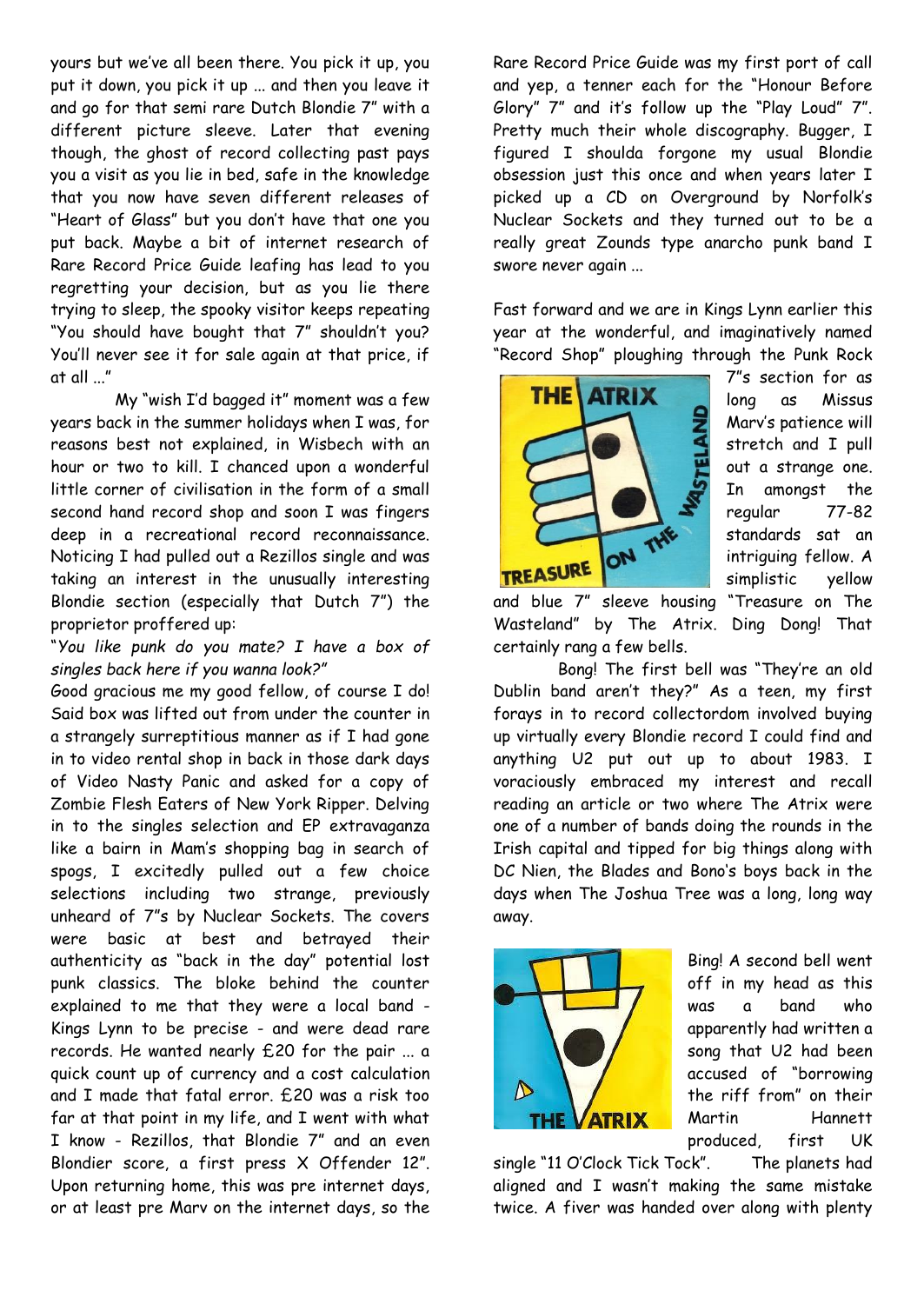yours but we've all been there. You pick it up, you put it down, you pick it up ... and then you leave it and go for that semi rare Dutch Blondie 7" with a different picture sleeve. Later that evening though, the ghost of record collecting past pays you a visit as you lie in bed, safe in the knowledge that you now have seven different releases of "Heart of Glass" but you don't have that one you put back. Maybe a bit of internet research of Rare Record Price Guide leafing has lead to you regretting your decision, but as you lie there trying to sleep, the spooky visitor keeps repeating "You should have bought that 7" shouldn't you? You'll never see it for sale again at that price, if at all ..."

My "wish I'd bagged it" moment was a few years back in the summer holidays when I was, for reasons best not explained, in Wisbech with an hour or two to kill. I chanced upon a wonderful little corner of civilisation in the form of a small second hand record shop and soon I was fingers deep in a recreational record reconnaissance. Noticing I had pulled out a Rezillos single and was taking an interest in the unusually interesting Blondie section (especially that Dutch 7") the proprietor proffered up:

"*You like punk do you mate? I have a box of singles back here if you wanna look?*"

Good gracious me my good fellow, of course I do! Said box was lifted out from under the counter in a strangely surreptitious manner as if I had gone in to video rental shop in back in those dark days of Video Nasty Panic and asked for a copy of Zombie Flesh Eaters of New York Ripper. Delving in to the singles selection and EP extravaganza like a bairn in Mam's shopping bag in search of spogs, I excitedly pulled out a few choice selections including two strange, previously unheard of 7"s by Nuclear Sockets. The covers were basic at best and betrayed their authenticity as "back in the day" potential lost punk classics. The bloke behind the counter explained to me that they were a local band - Kings Lynn to be precise - and were dead rare records. He wanted nearly £20 for the pair ... a quick count up of currency and a cost calculation and I made that fatal error. £20 was a risk too far at that point in my life, and I went with what I know - Rezillos, that Blondie 7" and an even Blondier score, a first press X Offender 12". Upon returning home, this was pre internet days, or at least pre Marv on the internet days, so the Rare Record Price Guide was my first port of call and yep, a tenner each for the "Honour Before Glory" 7" and it's follow up the "Play Loud" 7". Pretty much their whole discography. Bugger, I figured I shoulda forgone my usual Blondie obsession just this once and when years later I picked up a CD on Overground by Norfolk's Nuclear Sockets and they turned out to be a really great Zounds type anarcho punk band I swore never again ...

Fast forward and we are in Kings Lynn earlier this year at the wonderful, and imaginatively named "Record Shop" ploughing through the Punk Rock 7"s section for as long as Missus Marv's patience will stretch and I pull out a strange one. In amongst the regular 77-82 standards sat an intriguing fellow. A simplistic yellow and blue 7" sleeve housing "Treasure on The Wasteland" by The Atrix. Ding Dong! That certainly rang a few bells.

Bong! The first bell was "They're an old Dublin band aren't they?" As a teen, my first forays in to record collectordom involved buying up virtually every Blondie record I could find and anything U2 put out up to about 1983. I voraciously embraced my interest and recall reading an article or two where The Atrix were one of a number of bands doing the rounds in the Irish capital and tipped for big things along with DC Nien, the Blades and Bono's boys back in the days when The Joshua Tree was a long, long way away.

Bing! A second bell went off in my head as this was a band who apparently had written a song that U2 had been accused of "borrowing the riff from" on their Martin Hannett produced, first UK single "11 O'Clock Tick Tock". The planets had aligned and I wasn't making the same mistake twice. A fiver was handed over along with plenty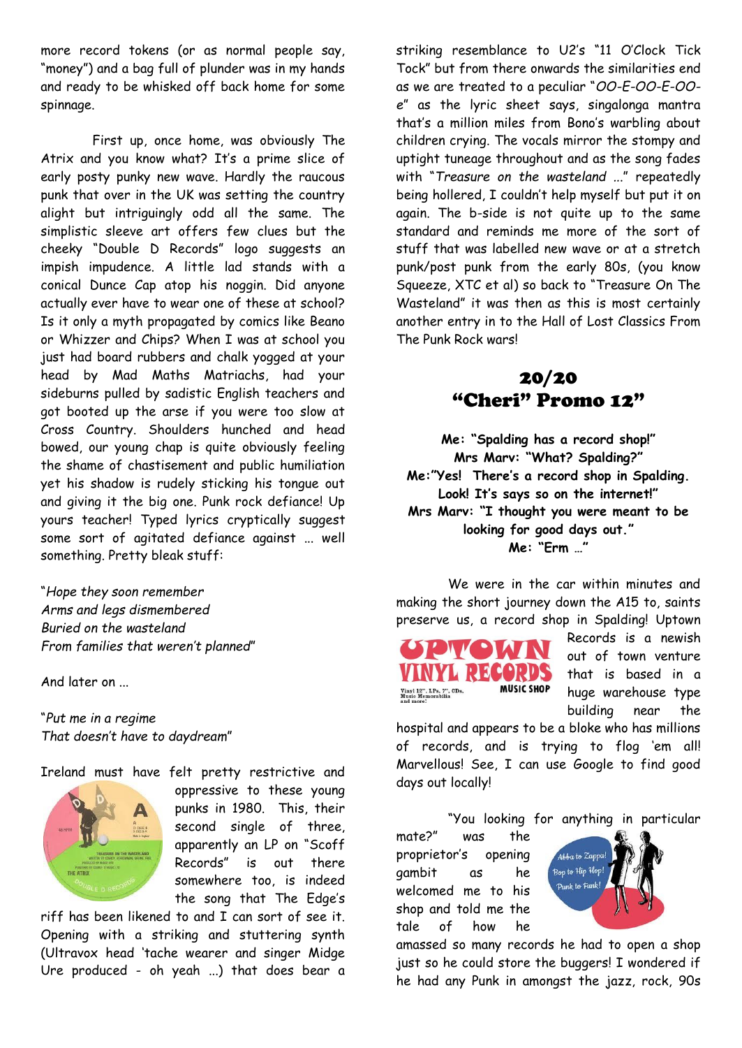more record tokens (or as normal people say, "money") and a bag full of plunder was in my hands and ready to be whisked off back home for some spinnage.

First up, once home, was obviously The Atrix and you know what? It's a prime slice of early posty punky new wave. Hardly the raucous punk that over in the UK was setting the country alight but intriguingly odd all the same. The simplistic sleeve art offers few clues but the cheeky "Double D Records" logo suggests an impish impudence. A little lad stands with a conical Dunce Cap atop his noggin. Did anyone actually ever have to wear one of these at school? Is it only a myth propagated by comics like Beano or Whizzer and Chips? When I was at school you just had board rubbers and chalk yogged at your head by Mad Maths Matriachs, had your sideburns pulled by sadistic English teachers and got booted up the arse if you were too slow at Cross Country. Shoulders hunched and head bowed, our young chap is quite obviously feeling the shame of chastisement and public humiliation yet his shadow is rudely sticking his tongue out and giving it the big one. Punk rock defiance! Up yours teacher! Typed lyrics cryptically suggest some sort of agitated defiance against ... well something. Pretty bleak stuff:

"*Hope they soon remember*
*Arms and legs dismembered*
*Buried on the wasteland*
*From families that weren't planned*"

And later on ...

"*Put me in a regime*
*That doesn't have to daydream*"

Ireland must have felt pretty restrictive and oppressive to these young punks in 1980. This, their second single of three, apparently an LP on "Scoff Records" is out there somewhere too, is indeed the song that The Edge's riff has been likened to and I can sort of see it. Opening with a striking and stuttering synth (Ultravox head 'tache wearer and singer Midge Ure produced - oh yeah ...) that does bear a striking resemblance to U2's "11 O'Clock Tick Tock" but from there onwards the similarities end as we are treated to a peculiar "*OO-E-OO-E-OO-e*" as the lyric sheet says, singalonga mantra that's a million miles from Bono's warbling about children crying. The vocals mirror the stompy and uptight tuneage throughout and as the song fades with "*Treasure on the wasteland ...*" repeatedly being hollered, I couldn't help myself but put it on again. The b-side is not quite up to the same standard and reminds me more of the sort of stuff that was labelled new wave or at a stretch punk/post punk from the early 80s, (you know Squeeze, XTC et al) so back to "Treasure On The Wasteland" it was then as this is most certainly another entry in to the Hall of Lost Classics From The Punk Rock wars!

## 20/20
## "Cheri" Promo 12"

**Me: "Spalding has a record shop!"**
**Mrs Marv: "What? Spalding?"**
**Me:"Yes! There's a record shop in Spalding. Look! It's says so on the internet!"**
**Mrs Marv: "I thought you were meant to be looking for good days out."**
**Me: "Erm ..."**

We were in the car within minutes and making the short journey down the A15 to, saints preserve us, a record shop in Spalding! Uptown Records is a newish out of town venture that is based in a huge warehouse type building near the hospital and appears to be a bloke who has millions of records, and is trying to flog 'em all! Marvellous! See, I can use Google to find good days out locally!

"You looking for anything in particular mate?" was the proprietor's opening gambit as he welcomed me to his shop and told me the tale of how he amassed so many records he had to open a shop just so he could store the buggers! I wondered if he had any Punk in amongst the jazz, rock, 90s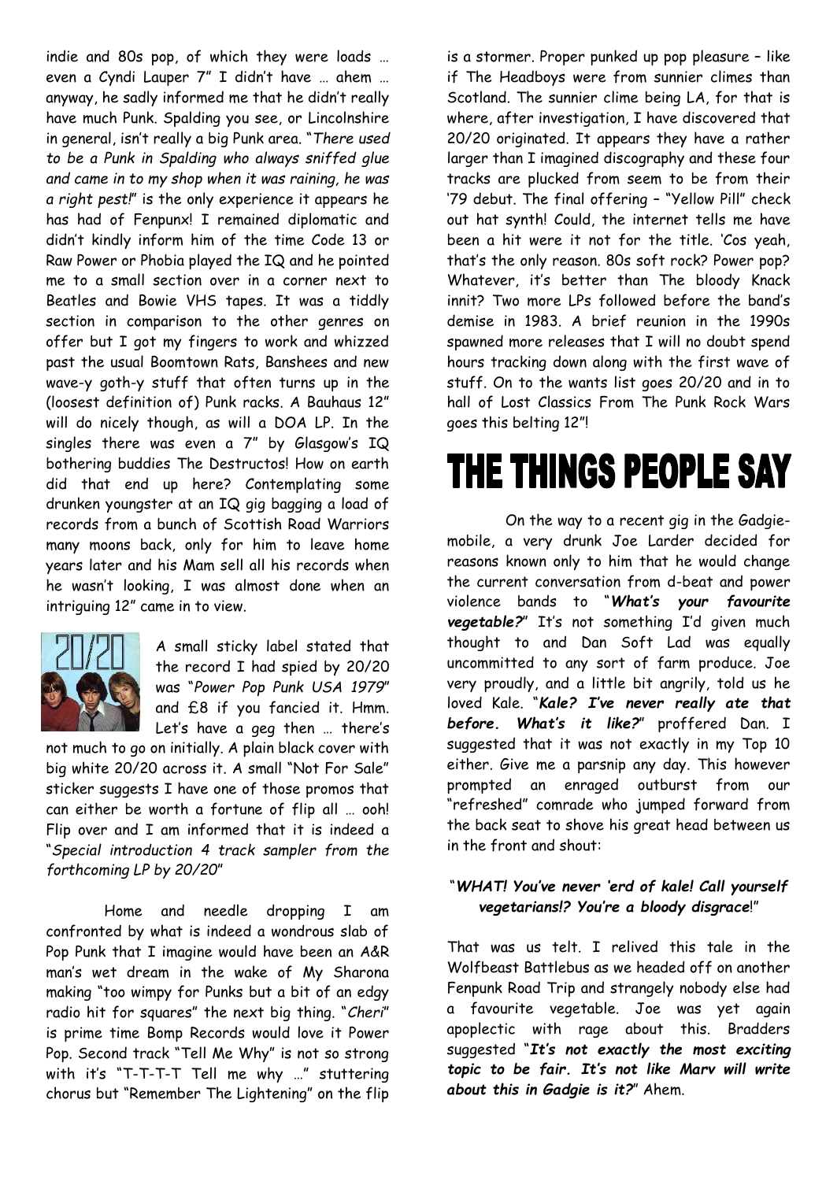indie and 80s pop, of which they were loads … even a Cyndi Lauper 7" I didn't have … ahem … anyway, he sadly informed me that he didn't really have much Punk. Spalding you see, or Lincolnshire in general, isn't really a big Punk area. "*There used to be a Punk in Spalding who always sniffed glue and came in to my shop when it was raining, he was a right pest!*" is the only experience it appears he has had of Fenpunx! I remained diplomatic and didn't kindly inform him of the time Code 13 or Raw Power or Phobia played the IQ and he pointed me to a small section over in a corner next to Beatles and Bowie VHS tapes. It was a tiddly section in comparison to the other genres on offer but I got my fingers to work and whizzed past the usual Boomtown Rats, Banshees and new wave-y goth-y stuff that often turns up in the (loosest definition of) Punk racks. A Bauhaus 12" will do nicely though, as will a DOA LP. In the singles there was even a 7" by Glasgow's IQ bothering buddies The Destructos! How on earth did that end up here? Contemplating some drunken youngster at an IQ gig bagging a load of records from a bunch of Scottish Road Warriors many moons back, only for him to leave home years later and his Mam sell all his records when he wasn't looking, I was almost done when an intriguing 12" came in to view.

A small sticky label stated that the record I had spied by 20/20 was "*Power Pop Punk USA 1979*" and £8 if you fancied it. Hmm. Let's have a geg then … there's not much to go on initially. A plain black cover with big white 20/20 across it. A small "Not For Sale" sticker suggests I have one of those promos that can either be worth a fortune of flip all … ooh! Flip over and I am informed that it is indeed a "*Special introduction 4 track sampler from the forthcoming LP by 20/20*"

Home and needle dropping I am confronted by what is indeed a wondrous slab of Pop Punk that I imagine would have been an A&R man's wet dream in the wake of My Sharona making "too wimpy for Punks but a bit of an edgy radio hit for squares" the next big thing. "*Cheri*" is prime time Bomp Records would love it Power Pop. Second track "Tell Me Why" is not so strong with it's "T-T-T-T Tell me why …" stuttering chorus but "Remember The Lightening" on the flip is a stormer. Proper punked up pop pleasure – like if The Headboys were from sunnier climes than Scotland. The sunnier clime being LA, for that is where, after investigation, I have discovered that 20/20 originated. It appears they have a rather larger than I imagined discography and these four tracks are plucked from seem to be from their '79 debut. The final offering – "Yellow Pill" check out hat synth! Could, the internet tells me have been a hit were it not for the title. 'Cos yeah, that's the only reason. 80s soft rock? Power pop? Whatever, it's better than The bloody Knack innit? Two more LPs followed before the band's demise in 1983. A brief reunion in the 1990s spawned more releases that I will no doubt spend hours tracking down along with the first wave of stuff. On to the wants list goes 20/20 and in to hall of Lost Classics From The Punk Rock Wars goes this belting 12"!

# THE THINGS PEOPLE SAY

On the way to a recent gig in the Gadgie-mobile, a very drunk Joe Larder decided for reasons known only to him that he would change the current conversation from d-beat and power violence bands to "***What's your favourite vegetable?***" It's not something I'd given much thought to and Dan Soft Lad was equally uncommitted to any sort of farm produce. Joe very proudly, and a little bit angrily, told us he loved Kale. "***Kale? I've never really ate that before. What's it like?***" proffered Dan. I suggested that it was not exactly in my Top 10 either. Give me a parsnip any day. This however prompted an enraged outburst from our "refreshed" comrade who jumped forward from the back seat to shove his great head between us in the front and shout:

"***WHAT! You've never 'erd of kale! Call yourself vegetarians!? You're a bloody disgrace***!"

That was us telt. I relived this tale in the Wolfbeast Battlebus as we headed off on another Fenpunk Road Trip and strangely nobody else had a favourite vegetable. Joe was yet again apoplectic with rage about this. Bradders suggested "***It's not exactly the most exciting topic to be fair. It's not like Marv will write about this in Gadgie is it?***" Ahem.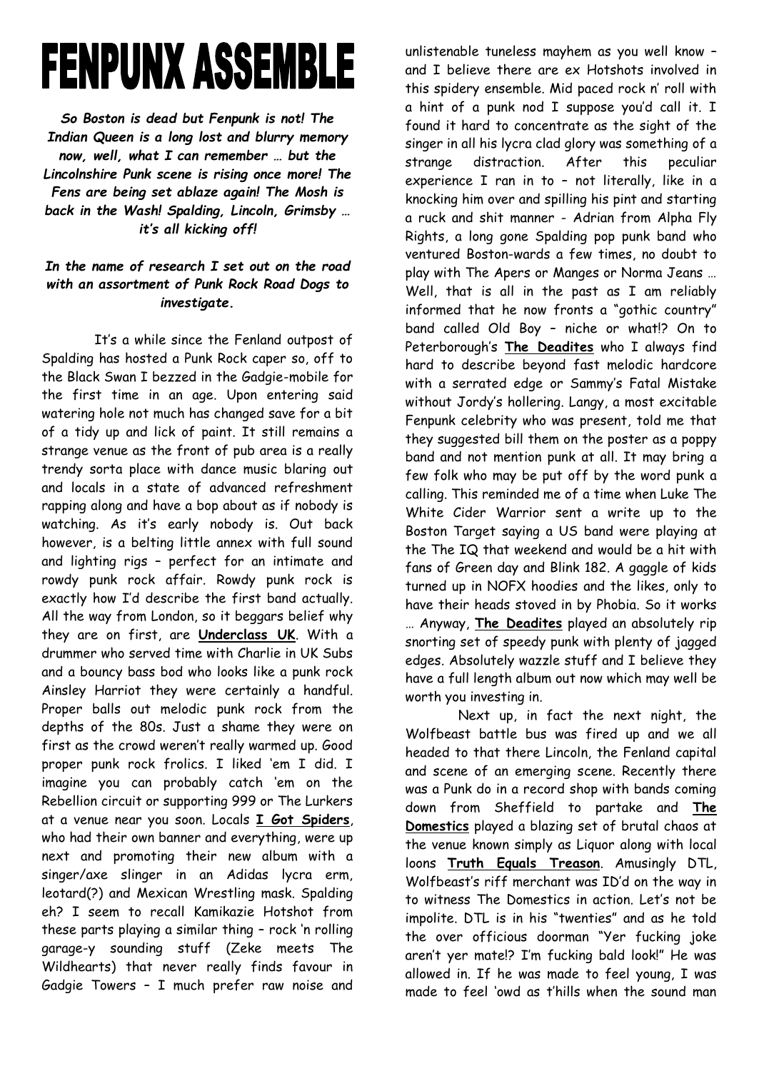# FENPUNX ASSEMBLE

***So Boston is dead but Fenpunk is not! The Indian Queen is a long lost and blurry memory now, well, what I can remember … but the Lincolnshire Punk scene is rising once more! The Fens are being set ablaze again! The Mosh is back in the Wash! Spalding, Lincoln, Grimsby … it's all kicking off!***

***In the name of research I set out on the road with an assortment of Punk Rock Road Dogs to investigate.***

It's a while since the Fenland outpost of Spalding has hosted a Punk Rock caper so, off to the Black Swan I bezzed in the Gadgie-mobile for the first time in an age. Upon entering said watering hole not much has changed save for a bit of a tidy up and lick of paint. It still remains a strange venue as the front of pub area is a really trendy sorta place with dance music blaring out and locals in a state of advanced refreshment rapping along and have a bop about as if nobody is watching. As it's early nobody is. Out back however, is a belting little annex with full sound and lighting rigs – perfect for an intimate and rowdy punk rock affair. Rowdy punk rock is exactly how I'd describe the first band actually. All the way from London, so it beggars belief why they are on first, are **Underclass UK**. With a drummer who served time with Charlie in UK Subs and a bouncy bass bod who looks like a punk rock Ainsley Harriot they were certainly a handful. Proper balls out melodic punk rock from the depths of the 80s. Just a shame they were on first as the crowd weren't really warmed up. Good proper punk rock frolics. I liked 'em I did. I imagine you can probably catch 'em on the Rebellion circuit or supporting 999 or The Lurkers at a venue near you soon. Locals **I Got Spiders**, who had their own banner and everything, were up next and promoting their new album with a singer/axe slinger in an Adidas lycra erm, leotard(?) and Mexican Wrestling mask. Spalding eh? I seem to recall Kamikazie Hotshot from these parts playing a similar thing – rock 'n rolling garage-y sounding stuff (Zeke meets The Wildhearts) that never really finds favour in Gadgie Towers – I much prefer raw noise and unlistenable tuneless mayhem as you well know – and I believe there are ex Hotshots involved in this spidery ensemble. Mid paced rock n' roll with a hint of a punk nod I suppose you'd call it. I found it hard to concentrate as the sight of the singer in all his lycra clad glory was something of a strange distraction. After this peculiar experience I ran in to – not literally, like in a knocking him over and spilling his pint and starting a ruck and shit manner - Adrian from Alpha Fly Rights, a long gone Spalding pop punk band who ventured Boston-wards a few times, no doubt to play with The Apers or Manges or Norma Jeans … Well, that is all in the past as I am reliably informed that he now fronts a "gothic country" band called Old Boy – niche or what!? On to Peterborough's **The Deadites** who I always find hard to describe beyond fast melodic hardcore with a serrated edge or Sammy's Fatal Mistake without Jordy's hollering. Langy, a most excitable Fenpunk celebrity who was present, told me that they suggested bill them on the poster as a poppy band and not mention punk at all. It may bring a few folk who may be put off by the word punk a calling. This reminded me of a time when Luke The White Cider Warrior sent a write up to the Boston Target saying a US band were playing at the The IQ that weekend and would be a hit with fans of Green day and Blink 182. A gaggle of kids turned up in NOFX hoodies and the likes, only to have their heads stoved in by Phobia. So it works … Anyway, **The Deadites** played an absolutely rip snorting set of speedy punk with plenty of jagged edges. Absolutely wazzle stuff and I believe they have a full length album out now which may well be worth you investing in.

Next up, in fact the next night, the Wolfbeast battle bus was fired up and we all headed to that there Lincoln, the Fenland capital and scene of an emerging scene. Recently there was a Punk do in a record shop with bands coming down from Sheffield to partake and **The Domestics** played a blazing set of brutal chaos at the venue known simply as Liquor along with local loons **Truth Equals Treason**. Amusingly DTL, Wolfbeast's riff merchant was ID'd on the way in to witness The Domestics in action. Let's not be impolite. DTL is in his "twenties" and as he told the over officious doorman "Yer fucking joke aren't yer mate!? I'm fucking bald look!" He was allowed in. If he was made to feel young, I was made to feel 'owd as t'hills when the sound man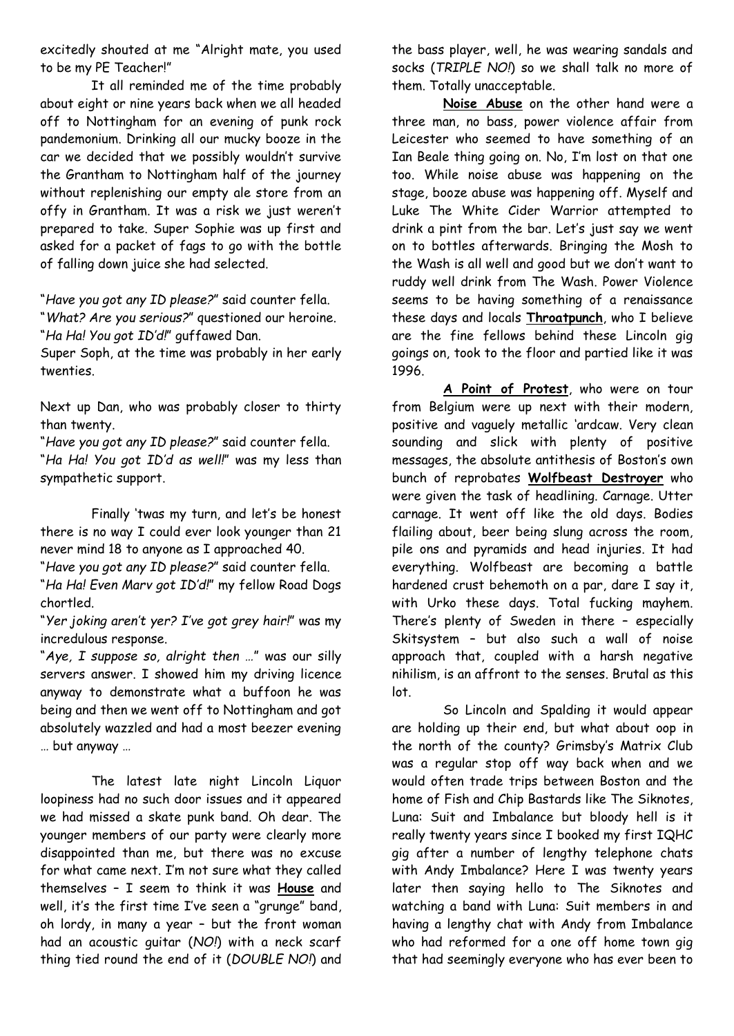excitedly shouted at me "Alright mate, you used to be my PE Teacher!"

It all reminded me of the time probably about eight or nine years back when we all headed off to Nottingham for an evening of punk rock pandemonium. Drinking all our mucky booze in the car we decided that we possibly wouldn't survive the Grantham to Nottingham half of the journey without replenishing our empty ale store from an offy in Grantham. It was a risk we just weren't prepared to take. Super Sophie was up first and asked for a packet of fags to go with the bottle of falling down juice she had selected.

"*Have you got any ID please?*" said counter fella.
"*What? Are you serious?*" questioned our heroine.
"*Ha Ha! You got ID'd!*" guffawed Dan.
Super Soph, at the time was probably in her early twenties.

Next up Dan, who was probably closer to thirty than twenty.
"*Have you got any ID please?*" said counter fella.
"*Ha Ha! You got ID'd as well!*" was my less than sympathetic support.

Finally 'twas my turn, and let's be honest there is no way I could ever look younger than 21 never mind 18 to anyone as I approached 40.
"*Have you got any ID please?*" said counter fella.
"*Ha Ha! Even Marv got ID'd!*" my fellow Road Dogs chortled.
"*Yer joking aren't yer? I've got grey hair!*" was my incredulous response.
"*Aye, I suppose so, alright then …*" was our silly servers answer. I showed him my driving licence anyway to demonstrate what a buffoon he was being and then we went off to Nottingham and got absolutely wazzled and had a most beezer evening … but anyway …

The latest late night Lincoln Liquor loopiness had no such door issues and it appeared we had missed a skate punk band. Oh dear. The younger members of our party were clearly more disappointed than me, but there was no excuse for what came next. I'm not sure what they called themselves – I seem to think it was **House** and well, it's the first time I've seen a "grunge" band, oh lordy, in many a year – but the front woman had an acoustic guitar (*NO!*) with a neck scarf thing tied round the end of it (*DOUBLE NO!*) and the bass player, well, he was wearing sandals and socks (*TRIPLE NO!*) so we shall talk no more of them. Totally unacceptable.

**Noise Abuse** on the other hand were a three man, no bass, power violence affair from Leicester who seemed to have something of an Ian Beale thing going on. No, I'm lost on that one too. While noise abuse was happening on the stage, booze abuse was happening off. Myself and Luke The White Cider Warrior attempted to drink a pint from the bar. Let's just say we went on to bottles afterwards. Bringing the Mosh to the Wash is all well and good but we don't want to ruddy well drink from The Wash. Power Violence seems to be having something of a renaissance these days and locals **Throatpunch**, who I believe are the fine fellows behind these Lincoln gig goings on, took to the floor and partied like it was 1996.

**A Point of Protest**, who were on tour from Belgium were up next with their modern, positive and vaguely metallic 'ardcaw. Very clean sounding and slick with plenty of positive messages, the absolute antithesis of Boston's own bunch of reprobates **Wolfbeast Destroyer** who were given the task of headlining. Carnage. Utter carnage. It went off like the old days. Bodies flailing about, beer being slung across the room, pile ons and pyramids and head injuries. It had everything. Wolfbeast are becoming a battle hardened crust behemoth on a par, dare I say it, with Urko these days. Total fucking mayhem. There's plenty of Sweden in there – especially Skitsystem – but also such a wall of noise approach that, coupled with a harsh negative nihilism, is an affront to the senses. Brutal as this lot.

So Lincoln and Spalding it would appear are holding up their end, but what about oop in the north of the county? Grimsby's Matrix Club was a regular stop off way back when and we would often trade trips between Boston and the home of Fish and Chip Bastards like The Siknotes, Luna: Suit and Imbalance but bloody hell is it really twenty years since I booked my first IQHC gig after a number of lengthy telephone chats with Andy Imbalance? Here I was twenty years later then saying hello to The Siknotes and watching a band with Luna: Suit members in and having a lengthy chat with Andy from Imbalance who had reformed for a one off home town gig that had seemingly everyone who has ever been to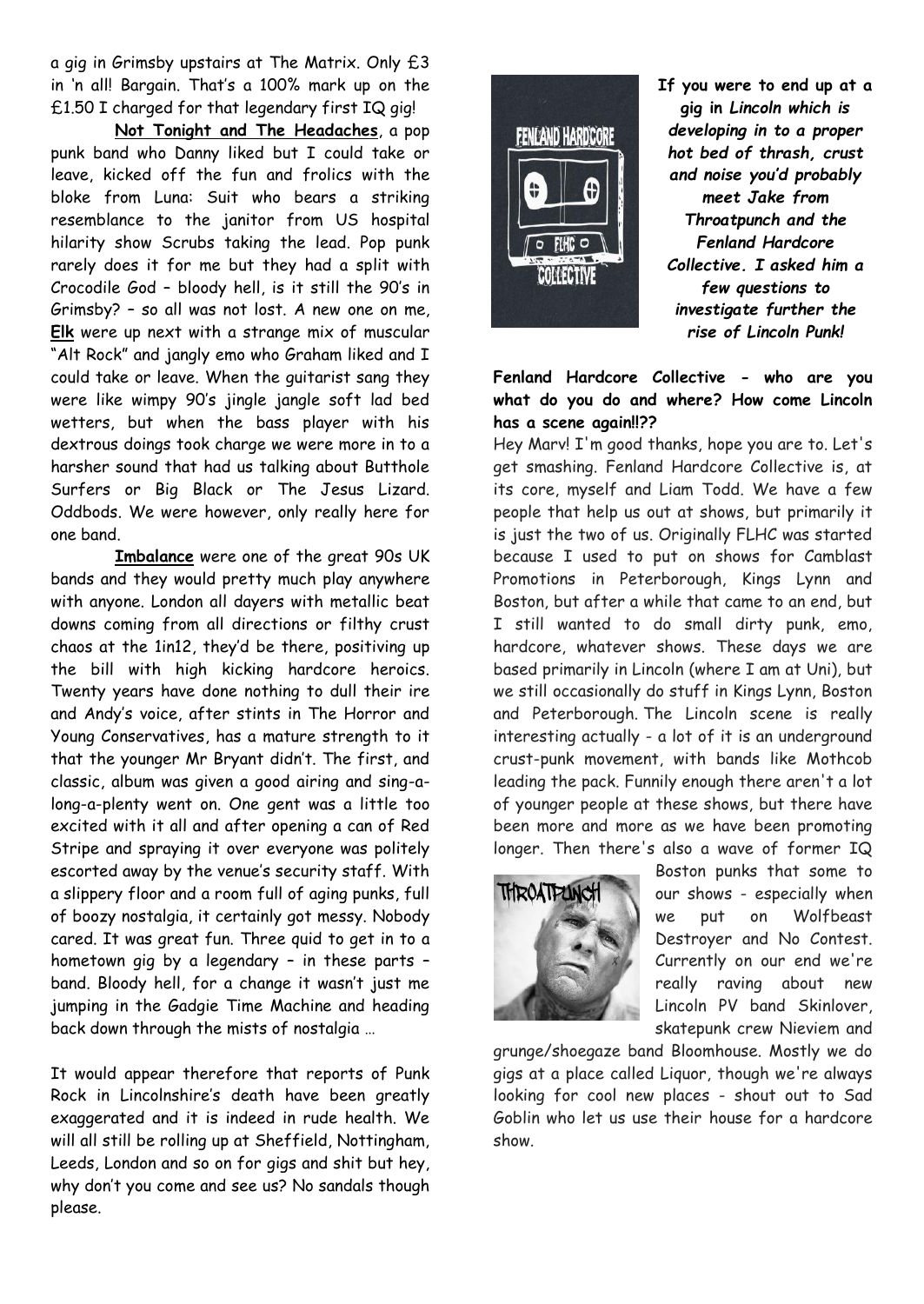a gig in Grimsby upstairs at The Matrix. Only £3 in 'n all! Bargain. That's a 100% mark up on the £1.50 I charged for that legendary first IQ gig!

**Not Tonight and The Headaches**, a pop punk band who Danny liked but I could take or leave, kicked off the fun and frolics with the bloke from Luna: Suit who bears a striking resemblance to the janitor from US hospital hilarity show Scrubs taking the lead. Pop punk rarely does it for me but they had a split with Crocodile God – bloody hell, is it still the 90's in Grimsby? – so all was not lost. A new one on me, **Elk** were up next with a strange mix of muscular "Alt Rock" and jangly emo who Graham liked and I could take or leave. When the guitarist sang they were like wimpy 90's jingle jangle soft lad bed wetters, but when the bass player with his dextrous doings took charge we were more in to a harsher sound that had us talking about Butthole Surfers or Big Black or The Jesus Lizard. Oddbods. We were however, only really here for one band.

**Imbalance** were one of the great 90s UK bands and they would pretty much play anywhere with anyone. London all dayers with metallic beat downs coming from all directions or filthy crust chaos at the 1in12, they'd be there, positiving up the bill with high kicking hardcore heroics. Twenty years have done nothing to dull their ire and Andy's voice, after stints in The Horror and Young Conservatives, has a mature strength to it that the younger Mr Bryant didn't. The first, and classic, album was given a good airing and sing-a-long-a-plenty went on. One gent was a little too excited with it all and after opening a can of Red Stripe and spraying it over everyone was politely escorted away by the venue's security staff. With a slippery floor and a room full of aging punks, full of boozy nostalgia, it certainly got messy. Nobody cared. It was great fun. Three quid to get in to a hometown gig by a legendary – in these parts – band. Bloody hell, for a change it wasn't just me jumping in the Gadgie Time Machine and heading back down through the mists of nostalgia …

It would appear therefore that reports of Punk Rock in Lincolnshire's death have been greatly exaggerated and it is indeed in rude health. We will all still be rolling up at Sheffield, Nottingham, Leeds, London and so on for gigs and shit but hey, why don't you come and see us? No sandals though please.

***If you were to end up at a gig in Lincoln which is developing in to a proper hot bed of thrash, crust and noise you'd probably meet Jake from Throatpunch and the Fenland Hardcore Collective. I asked him a few questions to investigate further the rise of Lincoln Punk!***

**Fenland Hardcore Collective - who are you what do you do and where? How come Lincoln has a scene again!!??**

Hey Marv! I'm good thanks, hope you are to. Let's get smashing. Fenland Hardcore Collective is, at its core, myself and Liam Todd. We have a few people that help us out at shows, but primarily it is just the two of us. Originally FLHC was started because I used to put on shows for Camblast Promotions in Peterborough, Kings Lynn and Boston, but after a while that came to an end, but I still wanted to do small dirty punk, emo, hardcore, whatever shows. These days we are based primarily in Lincoln (where I am at Uni), but we still occasionally do stuff in Kings Lynn, Boston and Peterborough. The Lincoln scene is really interesting actually - a lot of it is an underground crust-punk movement, with bands like Mothcob leading the pack. Funnily enough there aren't a lot of younger people at these shows, but there have been more and more as we have been promoting longer. Then there's also a wave of former IQ Boston punks that some to our shows - especially when we put on Wolfbeast Destroyer and No Contest. Currently on our end we're really raving about new Lincoln PV band Skinlover, skatepunk crew Nieviem and grunge/shoegaze band Bloomhouse. Mostly we do gigs at a place called Liquor, though we're always looking for cool new places - shout out to Sad Goblin who let us use their house for a hardcore show.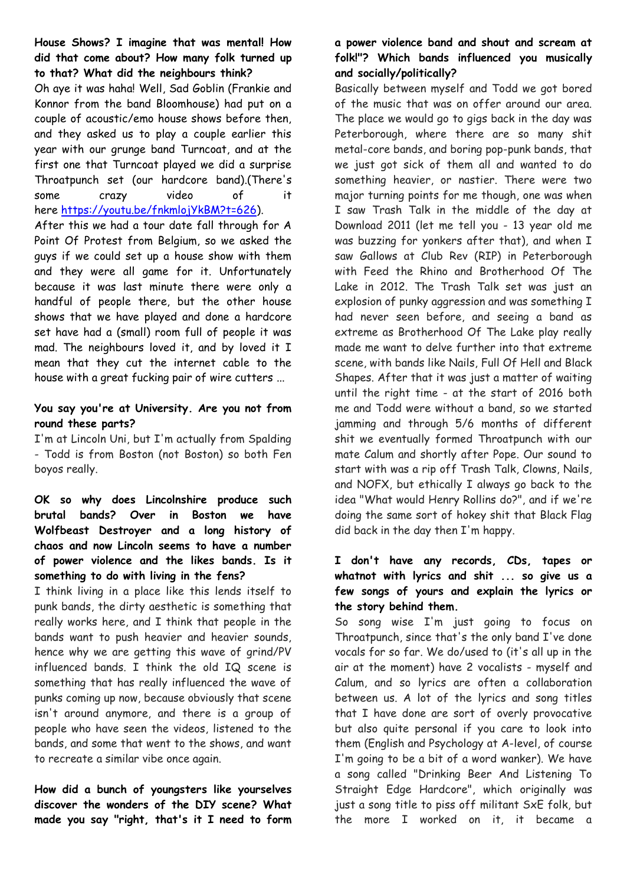**House Shows? I imagine that was mental! How did that come about? How many folk turned up to that? What did the neighbours think?**

Oh aye it was haha! Well, Sad Goblin (Frankie and Konnor from the band Bloomhouse) had put on a couple of acoustic/emo house shows before then, and they asked us to play a couple earlier this year with our grunge band Turncoat, and at the first one that Turncoat played we did a surprise Throatpunch set (our hardcore band).(There's some crazy video of it here https://youtu.be/fnkmlojYkBM?t=626).

After this we had a tour date fall through for A Point Of Protest from Belgium, so we asked the guys if we could set up a house show with them and they were all game for it. Unfortunately because it was last minute there were only a handful of people there, but the other house shows that we have played and done a hardcore set have had a (small) room full of people it was mad. The neighbours loved it, and by loved it I mean that they cut the internet cable to the house with a great fucking pair of wire cutters ...

**You say you're at University. Are you not from round these parts?**

I'm at Lincoln Uni, but I'm actually from Spalding - Todd is from Boston (not Boston) so both Fen boyos really.

**OK so why does Lincolnshire produce such brutal bands? Over in Boston we have Wolfbeast Destroyer and a long history of chaos and now Lincoln seems to have a number of power violence and the likes bands. Is it something to do with living in the fens?**

I think living in a place like this lends itself to punk bands, the dirty aesthetic is something that really works here, and I think that people in the bands want to push heavier and heavier sounds, hence why we are getting this wave of grind/PV influenced bands. I think the old IQ scene is something that has really influenced the wave of punks coming up now, because obviously that scene isn't around anymore, and there is a group of people who have seen the videos, listened to the bands, and some that went to the shows, and want to recreate a similar vibe once again.

**How did a bunch of youngsters like yourselves discover the wonders of the DIY scene? What made you say "right, that's it I need to form a power violence band and shout and scream at folk!"? Which bands influenced you musically and socially/politically?**

Basically between myself and Todd we got bored of the music that was on offer around our area. The place we would go to gigs back in the day was Peterborough, where there are so many shit metal-core bands, and boring pop-punk bands, that we just got sick of them all and wanted to do something heavier, or nastier. There were two major turning points for me though, one was when I saw Trash Talk in the middle of the day at Download 2011 (let me tell you - 13 year old me was buzzing for yonkers after that), and when I saw Gallows at Club Rev (RIP) in Peterborough with Feed the Rhino and Brotherhood Of The Lake in 2012. The Trash Talk set was just an explosion of punky aggression and was something I had never seen before, and seeing a band as extreme as Brotherhood Of The Lake play really made me want to delve further into that extreme scene, with bands like Nails, Full Of Hell and Black Shapes. After that it was just a matter of waiting until the right time - at the start of 2016 both me and Todd were without a band, so we started jamming and through 5/6 months of different shit we eventually formed Throatpunch with our mate Calum and shortly after Pope. Our sound to start with was a rip off Trash Talk, Clowns, Nails, and NOFX, but ethically I always go back to the idea "What would Henry Rollins do?", and if we're doing the same sort of hokey shit that Black Flag did back in the day then I'm happy.

**I don't have any records, CDs, tapes or whatnot with lyrics and shit ... so give us a few songs of yours and explain the lyrics or the story behind them.**

So song wise I'm just going to focus on Throatpunch, since that's the only band I've done vocals for so far. We do/used to (it's all up in the air at the moment) have 2 vocalists - myself and Calum, and so lyrics are often a collaboration between us. A lot of the lyrics and song titles that I have done are sort of overly provocative but also quite personal if you care to look into them (English and Psychology at A-level, of course I'm going to be a bit of a word wanker). We have a song called "Drinking Beer And Listening To Straight Edge Hardcore", which originally was just a song title to piss off militant SxE folk, but the more I worked on it, it became a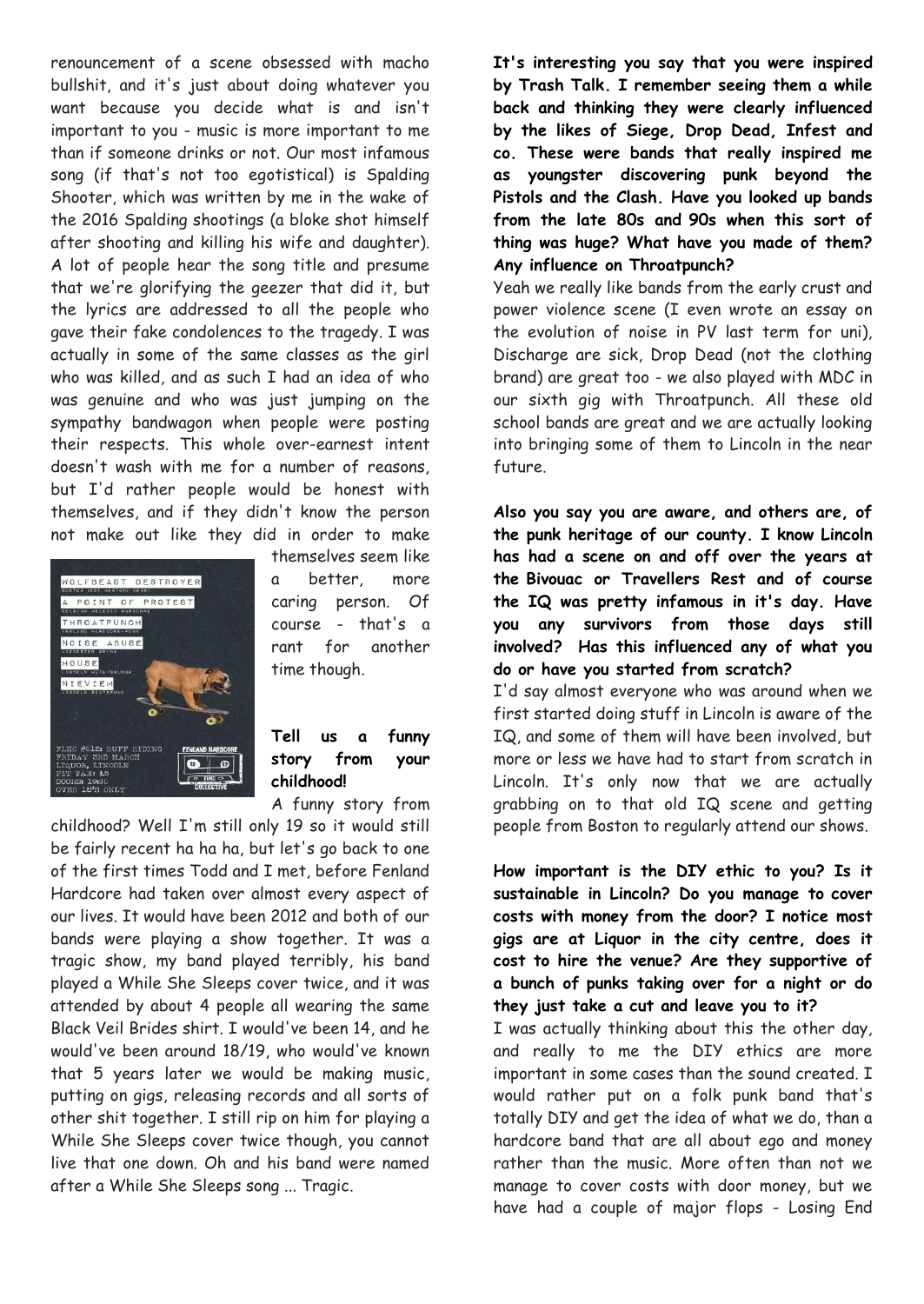renouncement of a scene obsessed with macho bullshit, and it's just about doing whatever you want because you decide what is and isn't important to you - music is more important to me than if someone drinks or not. Our most infamous song (if that's not too egotistical) is Spalding Shooter, which was written by me in the wake of the 2016 Spalding shootings (a bloke shot himself after shooting and killing his wife and daughter). A lot of people hear the song title and presume that we're glorifying the geezer that did it, but the lyrics are addressed to all the people who gave their fake condolences to the tragedy. I was actually in some of the same classes as the girl who was killed, and as such I had an idea of who was genuine and who was just jumping on the sympathy bandwagon when people were posting their respects. This whole over-earnest intent doesn't wash with me for a number of reasons, but I'd rather people would be honest with themselves, and if they didn't know the person not make out like they did in order to make themselves seem like a better, more caring person. Of course - that's a rant for another time though.

**Tell us a funny story from your childhood!**

A funny story from childhood? Well I'm still only 19 so it would still be fairly recent ha ha ha, but let's go back to one of the first times Todd and I met, before Fenland Hardcore had taken over almost every aspect of our lives. It would have been 2012 and both of our bands were playing a show together. It was a tragic show, my band played terribly, his band played a While She Sleeps cover twice, and it was attended by about 4 people all wearing the same Black Veil Brides shirt. I would've been 14, and he would've been around 18/19, who would've known that 5 years later we would be making music, putting on gigs, releasing records and all sorts of other shit together. I still rip on him for playing a While She Sleeps cover twice though, you cannot live that one down. Oh and his band were named after a While She Sleeps song ... Tragic.

**It's interesting you say that you were inspired by Trash Talk. I remember seeing them a while back and thinking they were clearly influenced by the likes of Siege, Drop Dead, Infest and co. These were bands that really inspired me as youngster discovering punk beyond the Pistols and the Clash. Have you looked up bands from the late 80s and 90s when this sort of thing was huge? What have you made of them? Any influence on Throatpunch?**

Yeah we really like bands from the early crust and power violence scene (I even wrote an essay on the evolution of noise in PV last term for uni), Discharge are sick, Drop Dead (not the clothing brand) are great too - we also played with MDC in our sixth gig with Throatpunch. All these old school bands are great and we are actually looking into bringing some of them to Lincoln in the near future.

**Also you say you are aware, and others are, of the punk heritage of our county. I know Lincoln has had a scene on and off over the years at the Bivouac or Travellers Rest and of course the IQ was pretty infamous in it's day. Have you any survivors from those days still involved? Has this influenced any of what you do or have you started from scratch?**

I'd say almost everyone who was around when we first started doing stuff in Lincoln is aware of the IQ, and some of them will have been involved, but more or less we have had to start from scratch in Lincoln. It's only now that we are actually grabbing on to that old IQ scene and getting people from Boston to regularly attend our shows.

**How important is the DIY ethic to you? Is it sustainable in Lincoln? Do you manage to cover costs with money from the door? I notice most gigs are at Liquor in the city centre, does it cost to hire the venue? Are they supportive of a bunch of punks taking over for a night or do they just take a cut and leave you to it?**

I was actually thinking about this the other day, and really to me the DIY ethics are more important in some cases than the sound created. I would rather put on a folk punk band that's totally DIY and get the idea of what we do, than a hardcore band that are all about ego and money rather than the music. More often than not we manage to cover costs with door money, but we have had a couple of major flops - Losing End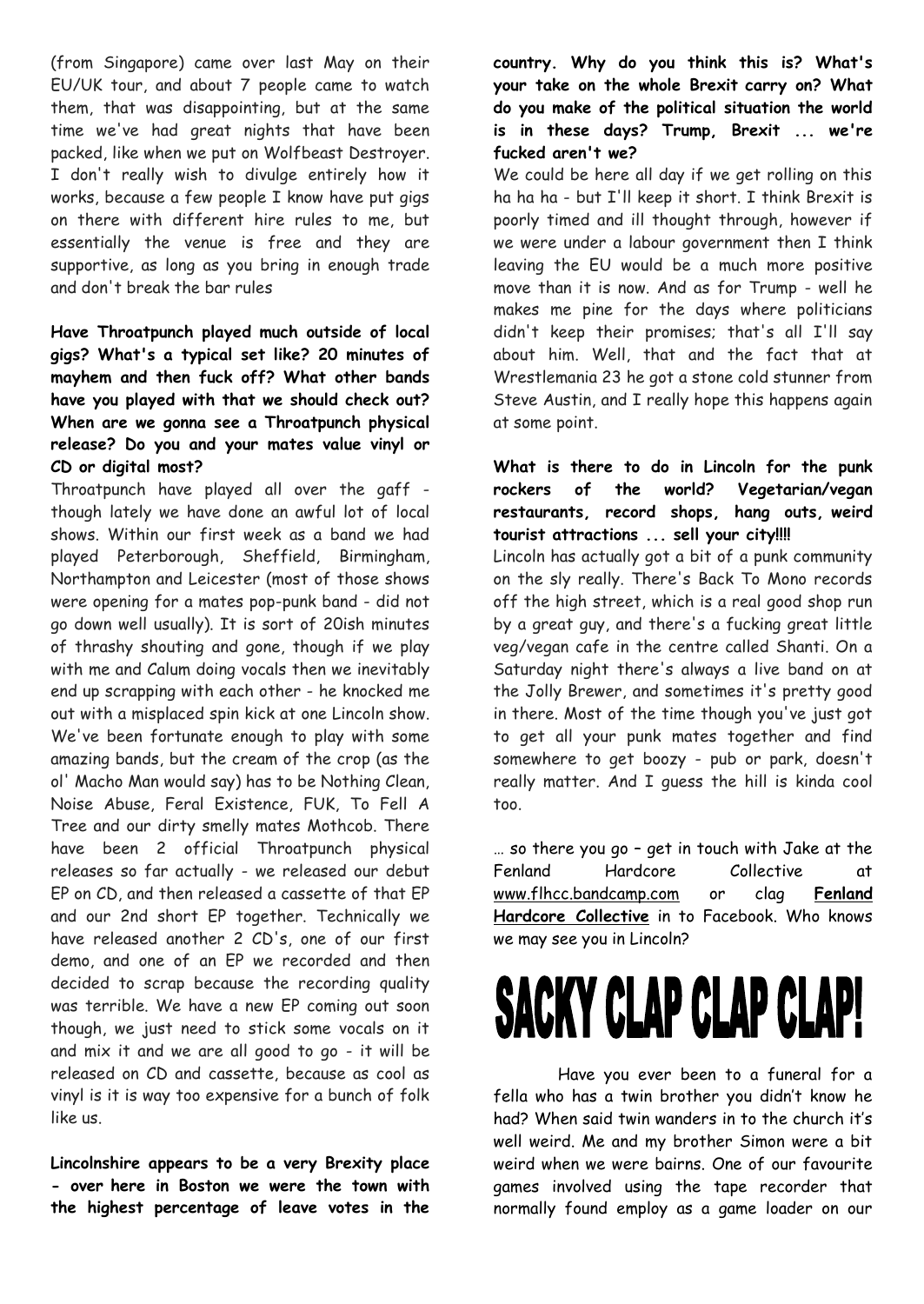(from Singapore) came over last May on their EU/UK tour, and about 7 people came to watch them, that was disappointing, but at the same time we've had great nights that have been packed, like when we put on Wolfbeast Destroyer. I don't really wish to divulge entirely how it works, because a few people I know have put gigs on there with different hire rules to me, but essentially the venue is free and they are supportive, as long as you bring in enough trade and don't break the bar rules

**Have Throatpunch played much outside of local gigs? What's a typical set like? 20 minutes of mayhem and then fuck off? What other bands have you played with that we should check out? When are we gonna see a Throatpunch physical release? Do you and your mates value vinyl or CD or digital most?**

Throatpunch have played all over the gaff - though lately we have done an awful lot of local shows. Within our first week as a band we had played Peterborough, Sheffield, Birmingham, Northampton and Leicester (most of those shows were opening for a mates pop-punk band - did not go down well usually). It is sort of 20ish minutes of thrashy shouting and gone, though if we play with me and Calum doing vocals then we inevitably end up scrapping with each other - he knocked me out with a misplaced spin kick at one Lincoln show. We've been fortunate enough to play with some amazing bands, but the cream of the crop (as the ol' Macho Man would say) has to be Nothing Clean, Noise Abuse, Feral Existence, FUK, To Fell A Tree and our dirty smelly mates Mothcob. There have been 2 official Throatpunch physical releases so far actually - we released our debut EP on CD, and then released a cassette of that EP and our 2nd short EP together. Technically we have released another 2 CD's, one of our first demo, and one of an EP we recorded and then decided to scrap because the recording quality was terrible. We have a new EP coming out soon though, we just need to stick some vocals on it and mix it and we are all good to go - it will be released on CD and cassette, because as cool as vinyl is it is way too expensive for a bunch of folk like us.

**Lincolnshire appears to be a very Brexity place - over here in Boston we were the town with the highest percentage of leave votes in the country. Why do you think this is? What's your take on the whole Brexit carry on? What do you make of the political situation the world is in these days? Trump, Brexit ... we're fucked aren't we?**

We could be here all day if we get rolling on this ha ha ha - but I'll keep it short. I think Brexit is poorly timed and ill thought through, however if we were under a labour government then I think leaving the EU would be a much more positive move than it is now. And as for Trump - well he makes me pine for the days where politicians didn't keep their promises; that's all I'll say about him. Well, that and the fact that at Wrestlemania 23 he got a stone cold stunner from Steve Austin, and I really hope this happens again at some point.

**What is there to do in Lincoln for the punk rockers of the world? Vegetarian/vegan restaurants, record shops, hang outs, weird tourist attractions ... sell your city!!!!**

Lincoln has actually got a bit of a punk community on the sly really. There's Back To Mono records off the high street, which is a real good shop run by a great guy, and there's a fucking great little veg/vegan cafe in the centre called Shanti. On a Saturday night there's always a live band on at the Jolly Brewer, and sometimes it's pretty good in there. Most of the time though you've just got to get all your punk mates together and find somewhere to get boozy - pub or park, doesn't really matter. And I guess the hill is kinda cool too.

… so there you go – get in touch with Jake at the Fenland Hardcore Collective at www.flhcc.bandcamp.com or clag **Fenland Hardcore Collective** in to Facebook. Who knows we may see you in Lincoln?

# SACKY CLAP CLAP CLAP!

Have you ever been to a funeral for a fella who has a twin brother you didn't know he had? When said twin wanders in to the church it's well weird. Me and my brother Simon were a bit weird when we were bairns. One of our favourite games involved using the tape recorder that normally found employ as a game loader on our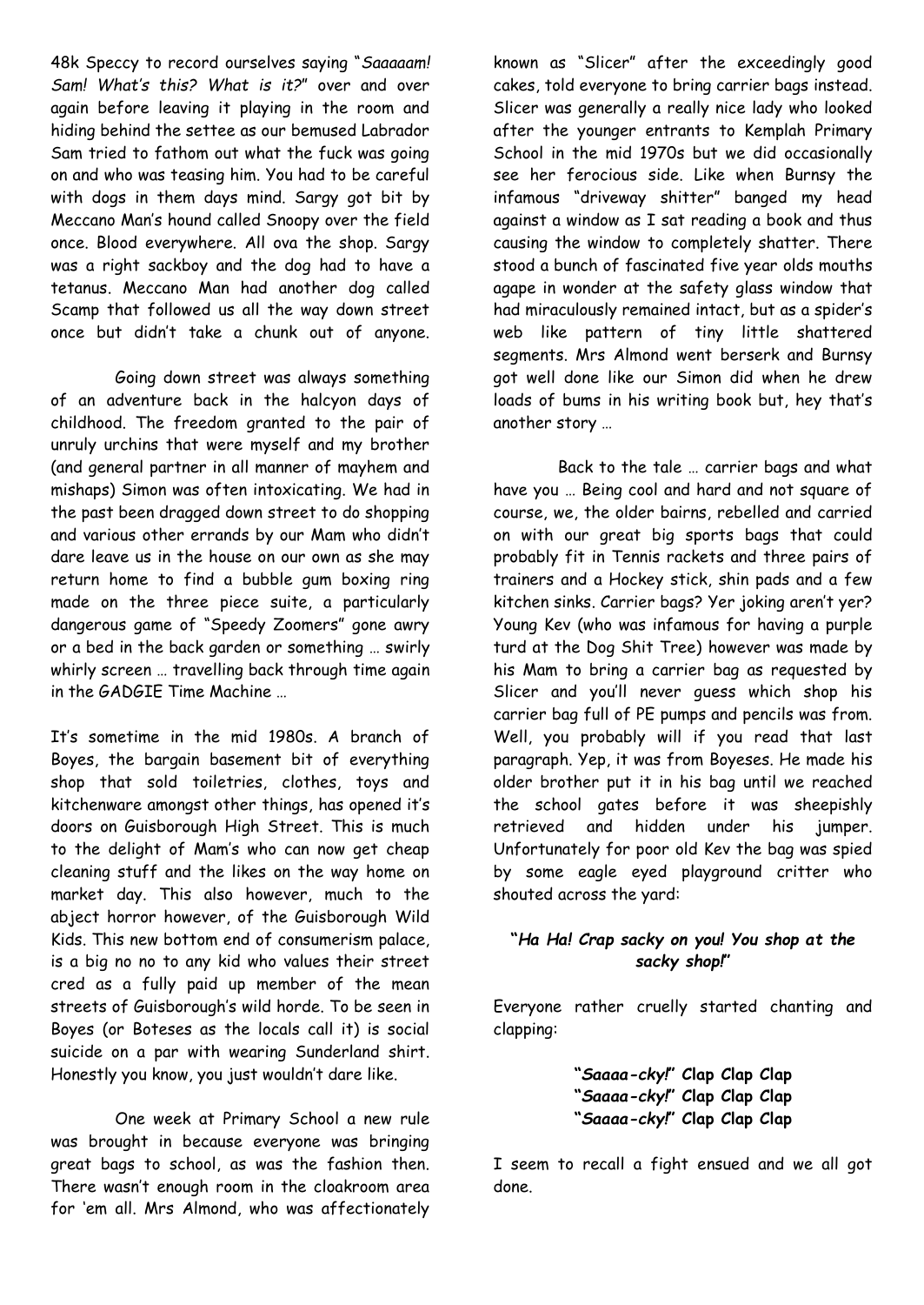48k Speccy to record ourselves saying "*Saaaaam! Sam! What's this? What is it?*" over and over again before leaving it playing in the room and hiding behind the settee as our bemused Labrador Sam tried to fathom out what the fuck was going on and who was teasing him. You had to be careful with dogs in them days mind. Sargy got bit by Meccano Man's hound called Snoopy over the field once. Blood everywhere. All ova the shop. Sargy was a right sackboy and the dog had to have a tetanus. Meccano Man had another dog called Scamp that followed us all the way down street once but didn't take a chunk out of anyone.

Going down street was always something of an adventure back in the halcyon days of childhood. The freedom granted to the pair of unruly urchins that were myself and my brother (and general partner in all manner of mayhem and mishaps) Simon was often intoxicating. We had in the past been dragged down street to do shopping and various other errands by our Mam who didn't dare leave us in the house on our own as she may return home to find a bubble gum boxing ring made on the three piece suite, a particularly dangerous game of "Speedy Zoomers" gone awry or a bed in the back garden or something … swirly whirly screen … travelling back through time again in the GADGIE Time Machine …

It's sometime in the mid 1980s. A branch of Boyes, the bargain basement bit of everything shop that sold toiletries, clothes, toys and kitchenware amongst other things, has opened it's doors on Guisborough High Street. This is much to the delight of Mam's who can now get cheap cleaning stuff and the likes on the way home on market day. This also however, much to the abject horror however, of the Guisborough Wild Kids. This new bottom end of consumerism palace, is a big no no to any kid who values their street cred as a fully paid up member of the mean streets of Guisborough's wild horde. To be seen in Boyes (or Boteses as the locals call it) is social suicide on a par with wearing Sunderland shirt. Honestly you know, you just wouldn't dare like.

One week at Primary School a new rule was brought in because everyone was bringing great bags to school, as was the fashion then. There wasn't enough room in the cloakroom area for 'em all. Mrs Almond, who was affectionately known as "Slicer" after the exceedingly good cakes, told everyone to bring carrier bags instead. Slicer was generally a really nice lady who looked after the younger entrants to Kemplah Primary School in the mid 1970s but we did occasionally see her ferocious side. Like when Burnsy the infamous "driveway shitter" banged my head against a window as I sat reading a book and thus causing the window to completely shatter. There stood a bunch of fascinated five year olds mouths agape in wonder at the safety glass window that had miraculously remained intact, but as a spider's web like pattern of tiny little shattered segments. Mrs Almond went berserk and Burnsy got well done like our Simon did when he drew loads of bums in his writing book but, hey that's another story …

Back to the tale … carrier bags and what have you … Being cool and hard and not square of course, we, the older bairns, rebelled and carried on with our great big sports bags that could probably fit in Tennis rackets and three pairs of trainers and a Hockey stick, shin pads and a few kitchen sinks. Carrier bags? Yer joking aren't yer? Young Kev (who was infamous for having a purple turd at the Dog Shit Tree) however was made by his Mam to bring a carrier bag as requested by Slicer and you'll never guess which shop his carrier bag full of PE pumps and pencils was from. Well, you probably will if you read that last paragraph. Yep, it was from Boyeses. He made his older brother put it in his bag until we reached the school gates before it was sheepishly retrieved and hidden under his jumper. Unfortunately for poor old Kev the bag was spied by some eagle eyed playground critter who shouted across the yard:

***"Ha Ha! Crap sacky on you! You shop at the sacky shop!"***

Everyone rather cruelly started chanting and clapping:

**"*Saaaa-cky!*" Clap Clap Clap**
**"*Saaaa-cky!*" Clap Clap Clap**
**"*Saaaa-cky!*" Clap Clap Clap**

I seem to recall a fight ensued and we all got done.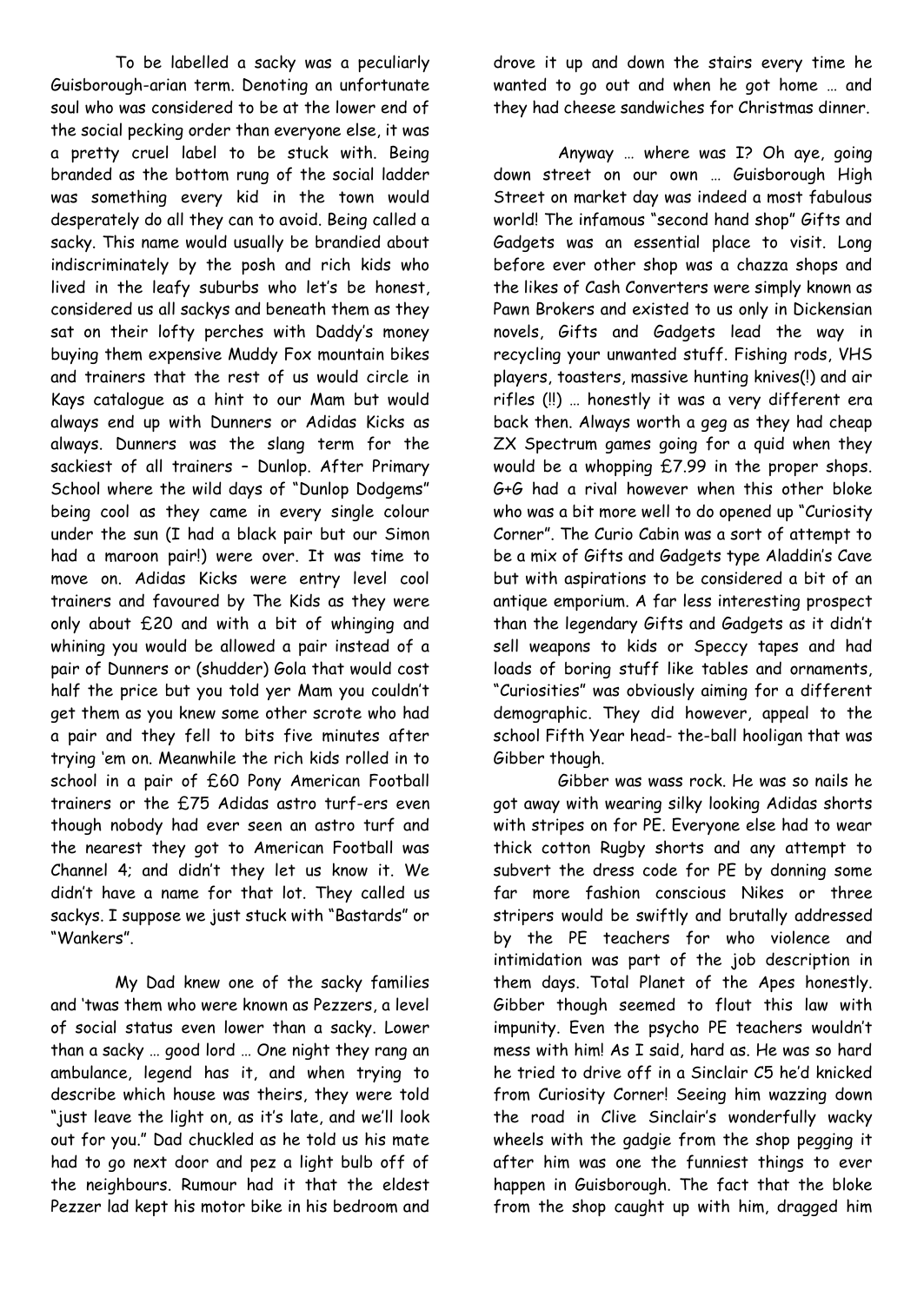To be labelled a sacky was a peculiarly Guisborough-arian term. Denoting an unfortunate soul who was considered to be at the lower end of the social pecking order than everyone else, it was a pretty cruel label to be stuck with. Being branded as the bottom rung of the social ladder was something every kid in the town would desperately do all they can to avoid. Being called a sacky. This name would usually be brandied about indiscriminately by the posh and rich kids who lived in the leafy suburbs who let's be honest, considered us all sackys and beneath them as they sat on their lofty perches with Daddy's money buying them expensive Muddy Fox mountain bikes and trainers that the rest of us would circle in Kays catalogue as a hint to our Mam but would always end up with Dunners or Adidas Kicks as always. Dunners was the slang term for the sackiest of all trainers – Dunlop. After Primary School where the wild days of "Dunlop Dodgems" being cool as they came in every single colour under the sun (I had a black pair but our Simon had a maroon pair!) were over. It was time to move on. Adidas Kicks were entry level cool trainers and favoured by The Kids as they were only about £20 and with a bit of whinging and whining you would be allowed a pair instead of a pair of Dunners or (shudder) Gola that would cost half the price but you told yer Mam you couldn't get them as you knew some other scrote who had a pair and they fell to bits five minutes after trying 'em on. Meanwhile the rich kids rolled in to school in a pair of £60 Pony American Football trainers or the £75 Adidas astro turf-ers even though nobody had ever seen an astro turf and the nearest they got to American Football was Channel 4; and didn't they let us know it. We didn't have a name for that lot. They called us sackys. I suppose we just stuck with "Bastards" or "Wankers".

My Dad knew one of the sacky families and 'twas them who were known as Pezzers, a level of social status even lower than a sacky. Lower than a sacky … good lord … One night they rang an ambulance, legend has it, and when trying to describe which house was theirs, they were told "just leave the light on, as it's late, and we'll look out for you." Dad chuckled as he told us his mate had to go next door and pez a light bulb off of the neighbours. Rumour had it that the eldest Pezzer lad kept his motor bike in his bedroom and drove it up and down the stairs every time he wanted to go out and when he got home … and they had cheese sandwiches for Christmas dinner.

Anyway … where was I? Oh aye, going down street on our own … Guisborough High Street on market day was indeed a most fabulous world! The infamous "second hand shop" Gifts and Gadgets was an essential place to visit. Long before ever other shop was a chazza shops and the likes of Cash Converters were simply known as Pawn Brokers and existed to us only in Dickensian novels, Gifts and Gadgets lead the way in recycling your unwanted stuff. Fishing rods, VHS players, toasters, massive hunting knives(!) and air rifles (!!) … honestly it was a very different era back then. Always worth a geg as they had cheap ZX Spectrum games going for a quid when they would be a whopping £7.99 in the proper shops. G+G had a rival however when this other bloke who was a bit more well to do opened up "Curiosity Corner". The Curio Cabin was a sort of attempt to be a mix of Gifts and Gadgets type Aladdin's Cave but with aspirations to be considered a bit of an antique emporium. A far less interesting prospect than the legendary Gifts and Gadgets as it didn't sell weapons to kids or Speccy tapes and had loads of boring stuff like tables and ornaments, "Curiosities" was obviously aiming for a different demographic. They did however, appeal to the school Fifth Year head- the-ball hooligan that was Gibber though.

Gibber was wass rock. He was so nails he got away with wearing silky looking Adidas shorts with stripes on for PE. Everyone else had to wear thick cotton Rugby shorts and any attempt to subvert the dress code for PE by donning some far more fashion conscious Nikes or three stripers would be swiftly and brutally addressed by the PE teachers for who violence and intimidation was part of the job description in them days. Total Planet of the Apes honestly. Gibber though seemed to flout this law with impunity. Even the psycho PE teachers wouldn't mess with him! As I said, hard as. He was so hard he tried to drive off in a Sinclair C5 he'd knicked from Curiosity Corner! Seeing him wazzing down the road in Clive Sinclair's wonderfully wacky wheels with the gadgie from the shop pegging it after him was one the funniest things to ever happen in Guisborough. The fact that the bloke from the shop caught up with him, dragged him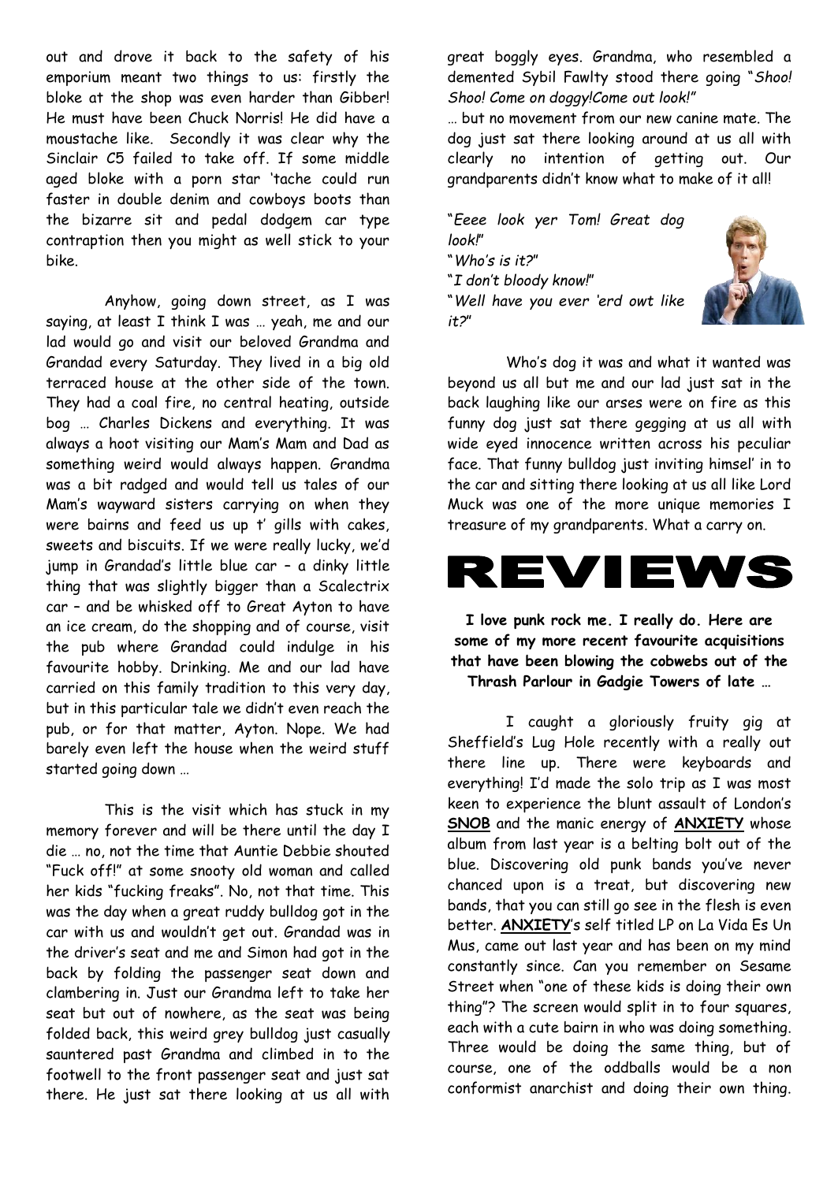out and drove it back to the safety of his emporium meant two things to us: firstly the bloke at the shop was even harder than Gibber! He must have been Chuck Norris! He did have a moustache like. Secondly it was clear why the Sinclair C5 failed to take off. If some middle aged bloke with a porn star 'tache could run faster in double denim and cowboys boots than the bizarre sit and pedal dodgem car type contraption then you might as well stick to your bike.

Anyhow, going down street, as I was saying, at least I think I was … yeah, me and our lad would go and visit our beloved Grandma and Grandad every Saturday. They lived in a big old terraced house at the other side of the town. They had a coal fire, no central heating, outside bog … Charles Dickens and everything. It was always a hoot visiting our Mam's Mam and Dad as something weird would always happen. Grandma was a bit radged and would tell us tales of our Mam's wayward sisters carrying on when they were bairns and feed us up t' gills with cakes, sweets and biscuits. If we were really lucky, we'd jump in Grandad's little blue car – a dinky little thing that was slightly bigger than a Scalectrix car – and be whisked off to Great Ayton to have an ice cream, do the shopping and of course, visit the pub where Grandad could indulge in his favourite hobby. Drinking. Me and our lad have carried on this family tradition to this very day, but in this particular tale we didn't even reach the pub, or for that matter, Ayton. Nope. We had barely even left the house when the weird stuff started going down …

This is the visit which has stuck in my memory forever and will be there until the day I die … no, not the time that Auntie Debbie shouted "Fuck off!" at some snooty old woman and called her kids "fucking freaks". No, not that time. This was the day when a great ruddy bulldog got in the car with us and wouldn't get out. Grandad was in the driver's seat and me and Simon had got in the back by folding the passenger seat down and clambering in. Just our Grandma left to take her seat but out of nowhere, as the seat was being folded back, this weird grey bulldog just casually sauntered past Grandma and climbed in to the footwell to the front passenger seat and just sat there. He just sat there looking at us all with great boggly eyes. Grandma, who resembled a demented Sybil Fawlty stood there going "*Shoo! Shoo! Come on doggy!Come out look!*"

… but no movement from our new canine mate. The dog just sat there looking around at us all with clearly no intention of getting out. Our grandparents didn't know what to make of it all!

"*Eeee look yer Tom! Great dog look!*"
"*Who's is it?*"
"*I don't bloody know!*"
"*Well have you ever 'erd owt like it?*"

Who's dog it was and what it wanted was beyond us all but me and our lad just sat in the back laughing like our arses were on fire as this funny dog just sat there gegging at us all with wide eyed innocence written across his peculiar face. That funny bulldog just inviting himsel' in to the car and sitting there looking at us all like Lord Muck was one of the more unique memories I treasure of my grandparents. What a carry on.

# REVIEWS

**I love punk rock me. I really do. Here are some of my more recent favourite acquisitions that have been blowing the cobwebs out of the Thrash Parlour in Gadgie Towers of late …**

I caught a gloriously fruity gig at Sheffield's Lug Hole recently with a really out there line up. There were keyboards and everything! I'd made the solo trip as I was most keen to experience the blunt assault of London's **SNOB** and the manic energy of **ANXIETY** whose album from last year is a belting bolt out of the blue. Discovering old punk bands you've never chanced upon is a treat, but discovering new bands, that you can still go see in the flesh is even better. **ANXIETY**'s self titled LP on La Vida Es Un Mus, came out last year and has been on my mind constantly since. Can you remember on Sesame Street when "one of these kids is doing their own thing"? The screen would split in to four squares, each with a cute bairn in who was doing something. Three would be doing the same thing, but of course, one of the oddballs would be a non conformist anarchist and doing their own thing.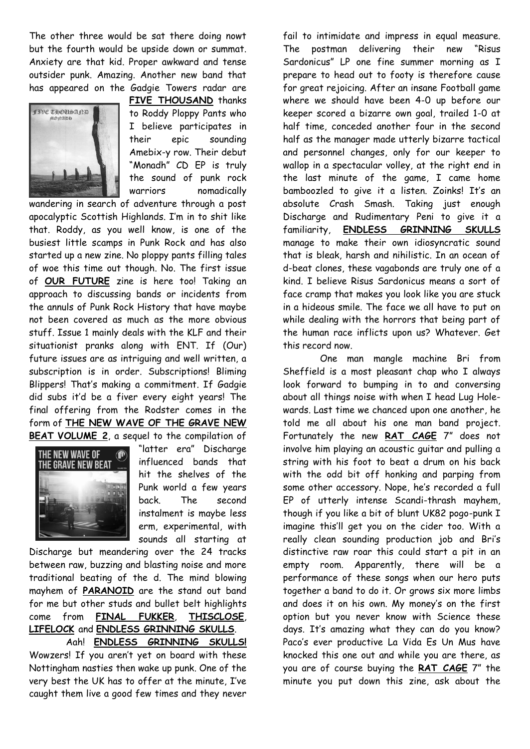The other three would be sat there doing nowt but the fourth would be upside down or summat. Anxiety are that kid. Proper awkward and tense outsider punk. Amazing. Another new band that has appeared on the Gadgie Towers radar are **FIVE THOUSAND** thanks to Roddy Ploppy Pants who I believe participates in their epic sounding Amebix-y row. Their debut "Monadh" CD EP is truly the sound of punk rock warriors nomadically wandering in search of adventure through a post apocalyptic Scottish Highlands. I'm in to shit like that. Roddy, as you well know, is one of the busiest little scamps in Punk Rock and has also started up a new zine. No ploppy pants filling tales of woe this time out though. No. The first issue of **OUR FUTURE** zine is here too! Taking an approach to discussing bands or incidents from the annuls of Punk Rock History that have maybe not been covered as much as the more obvious stuff. Issue 1 mainly deals with the KLF and their situationist pranks along with ENT. If (Our) future issues are as intriguing and well written, a subscription is in order. Subscriptions! Bliming Blippers! That's making a commitment. If Gadgie did subs it'd be a fiver every eight years! The final offering from the Rodster comes in the form of **THE NEW WAVE OF THE GRAVE NEW BEAT VOLUME 2**, a sequel to the compilation of "latter era" Discharge influenced bands that hit the shelves of the Punk world a few years back. The second instalment is maybe less erm, experimental, with sounds all starting at Discharge but meandering over the 24 tracks between raw, buzzing and blasting noise and more traditional beating of the d. The mind blowing mayhem of **PARANOID** are the stand out band for me but other studs and bullet belt highlights come from **FINAL FUKKER**, **THISCLOSE**, **LIFELOCK** and **ENDLESS GRINNING SKULLS**.

Aah! **ENDLESS GRINNING SKULLS!** Wowzers! If you aren't yet on board with these Nottingham nasties then wake up punk. One of the very best the UK has to offer at the minute, I've caught them live a good few times and they never fail to intimidate and impress in equal measure. The postman delivering their new "Risus Sardonicus" LP one fine summer morning as I prepare to head out to footy is therefore cause for great rejoicing. After an insane Football game where we should have been 4-0 up before our keeper scored a bizarre own goal, trailed 1-0 at half time, conceded another four in the second half as the manager made utterly bizarre tactical and personnel changes, only for our keeper to wallop in a spectacular volley, at the right end in the last minute of the game, I came home bamboozled to give it a listen. Zoinks! It's an absolute Crash Smash. Taking just enough Discharge and Rudimentary Peni to give it a familiarity, **ENDLESS GRINNING SKULLS** manage to make their own idiosyncratic sound that is bleak, harsh and nihilistic. In an ocean of d-beat clones, these vagabonds are truly one of a kind. I believe Risus Sardonicus means a sort of face cramp that makes you look like you are stuck in a hideous smile. The face we all have to put on while dealing with the horrors that being part of the human race inflicts upon us? Whatever. Get this record now.

One man mangle machine Bri from Sheffield is a most pleasant chap who I always look forward to bumping in to and conversing about all things noise with when I head Lug Hole-wards. Last time we chanced upon one another, he told me all about his one man band project. Fortunately the new **RAT CAGE** 7" does not involve him playing an acoustic guitar and pulling a string with his foot to beat a drum on his back with the odd bit off honking and parping from some other accessory. Nope, he's recorded a full EP of utterly intense Scandi-thrash mayhem, though if you like a bit of blunt UK82 pogo-punk I imagine this'll get you on the cider too. With a really clean sounding production job and Bri's distinctive raw roar this could start a pit in an empty room. Apparently, there will be a performance of these songs when our hero puts together a band to do it. Or grows six more limbs and does it on his own. My money's on the first option but you never know with Science these days. It's amazing what they can do you know? Paco's ever productive La Vida Es Un Mus have knocked this one out and while you are there, as you are of course buying the **RAT CAGE** 7" the minute you put down this zine, ask about the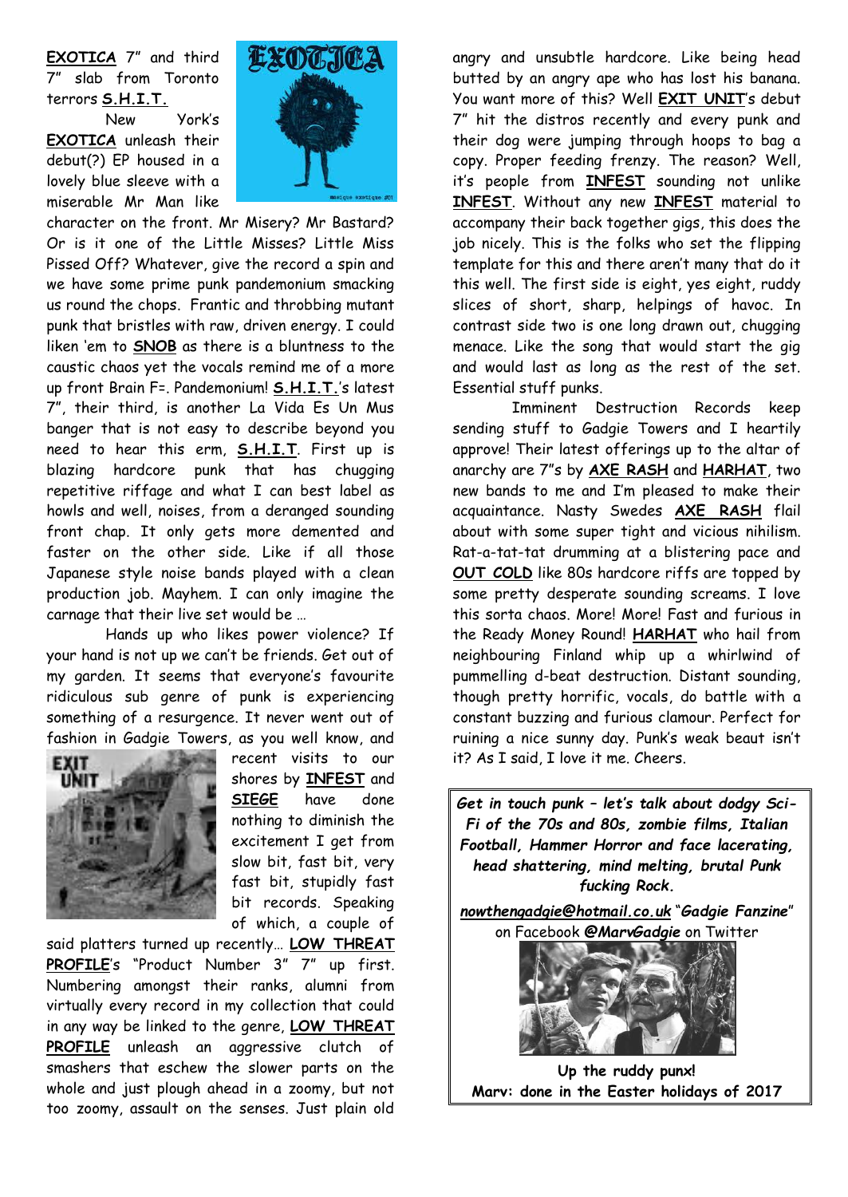**EXOTICA** 7" and third 7" slab from Toronto terrors **S.H.I.T.**

New York's **EXOTICA** unleash their debut(?) EP housed in a lovely blue sleeve with a miserable Mr Man like character on the front. Mr Misery? Mr Bastard? Or is it one of the Little Misses? Little Miss Pissed Off? Whatever, give the record a spin and we have some prime punk pandemonium smacking us round the chops. Frantic and throbbing mutant punk that bristles with raw, driven energy. I could liken 'em to **SNOB** as there is a bluntness to the caustic chaos yet the vocals remind me of a more up front Brain F=. Pandemonium! **S.H.I.T.**'s latest 7", their third, is another La Vida Es Un Mus banger that is not easy to describe beyond you need to hear this erm, **S.H.I.T**. First up is blazing hardcore punk that has chugging repetitive riffage and what I can best label as howls and well, noises, from a deranged sounding front chap. It only gets more demented and faster on the other side. Like if all those Japanese style noise bands played with a clean production job. Mayhem. I can only imagine the carnage that their live set would be …

Hands up who likes power violence? If your hand is not up we can't be friends. Get out of my garden. It seems that everyone's favourite ridiculous sub genre of punk is experiencing something of a resurgence. It never went out of fashion in Gadgie Towers, as you well know, and recent visits to our shores by **INFEST** and **SIEGE** have done nothing to diminish the excitement I get from slow bit, fast bit, very fast bit, stupidly fast bit records. Speaking of which, a couple of said platters turned up recently… **LOW THREAT PROFILE**'s "Product Number 3" 7" up first. Numbering amongst their ranks, alumni from virtually every record in my collection that could in any way be linked to the genre, **LOW THREAT PROFILE** unleash an aggressive clutch of smashers that eschew the slower parts on the whole and just plough ahead in a zoomy, but not too zoomy, assault on the senses. Just plain old angry and unsubtle hardcore. Like being head butted by an angry ape who has lost his banana. You want more of this? Well **EXIT UNIT**'s debut 7" hit the distros recently and every punk and their dog were jumping through hoops to bag a copy. Proper feeding frenzy. The reason? Well, it's people from **INFEST** sounding not unlike **INFEST**. Without any new **INFEST** material to accompany their back together gigs, this does the job nicely. This is the folks who set the flipping template for this and there aren't many that do it this well. The first side is eight, yes eight, ruddy slices of short, sharp, helpings of havoc. In contrast side two is one long drawn out, chugging menace. Like the song that would start the gig and would last as long as the rest of the set. Essential stuff punks.

Imminent Destruction Records keep sending stuff to Gadgie Towers and I heartily approve! Their latest offerings up to the altar of anarchy are 7"s by **AXE RASH** and **HARHAT**, two new bands to me and I'm pleased to make their acquaintance. Nasty Swedes **AXE RASH** flail about with some super tight and vicious nihilism. Rat-a-tat-tat drumming at a blistering pace and **OUT COLD** like 80s hardcore riffs are topped by some pretty desperate sounding screams. I love this sorta chaos. More! More! Fast and furious in the Ready Money Round! **HARHAT** who hail from neighbouring Finland whip up a whirlwind of pummelling d-beat destruction. Distant sounding, though pretty horrific, vocals, do battle with a constant buzzing and furious clamour. Perfect for ruining a nice sunny day. Punk's weak beaut isn't it? As I said, I love it me. Cheers.

***Get in touch punk – let's talk about dodgy Sci-Fi of the 70s and 80s, zombie films, Italian Football, Hammer Horror and face lacerating, head shattering, mind melting, brutal Punk fucking Rock.***

***nowthengadgie@hotmail.co.uk*** "***Gadgie Fanzine***" on Facebook ***@MarvGadgie*** on Twitter

**Up the ruddy punx!**

**Marv: done in the Easter holidays of 2017**